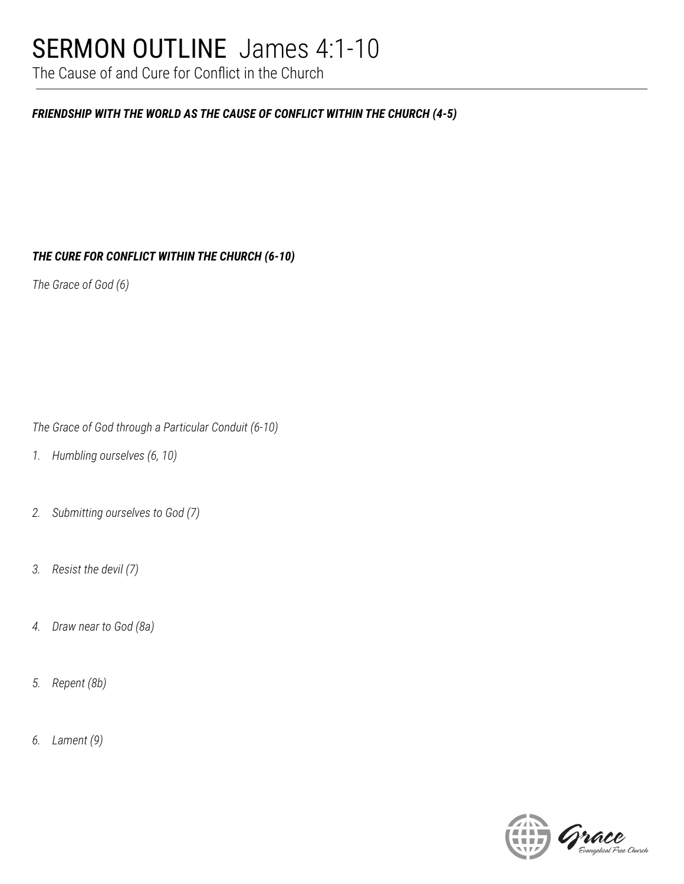# SERMON OUTLINE James 4:1-10

The Cause of and Cure for Conflict in the Church

***FRIENDSHIP WITH THE WORLD AS THE CAUSE OF CONFLICT WITHIN THE CHURCH (4-5)***

***THE CURE FOR CONFLICT WITHIN THE CHURCH (6-10)***

*The Grace of God (6)*

*The Grace of God through a Particular Conduit (6-10)*

1. *Humbling ourselves (6, 10)*

2. *Submitting ourselves to God (7)*

3. *Resist the devil (7)*

4. *Draw near to God (8a)*

5. *Repent (8b)*

6. *Lament (9)*

Grace Evangelical Free Church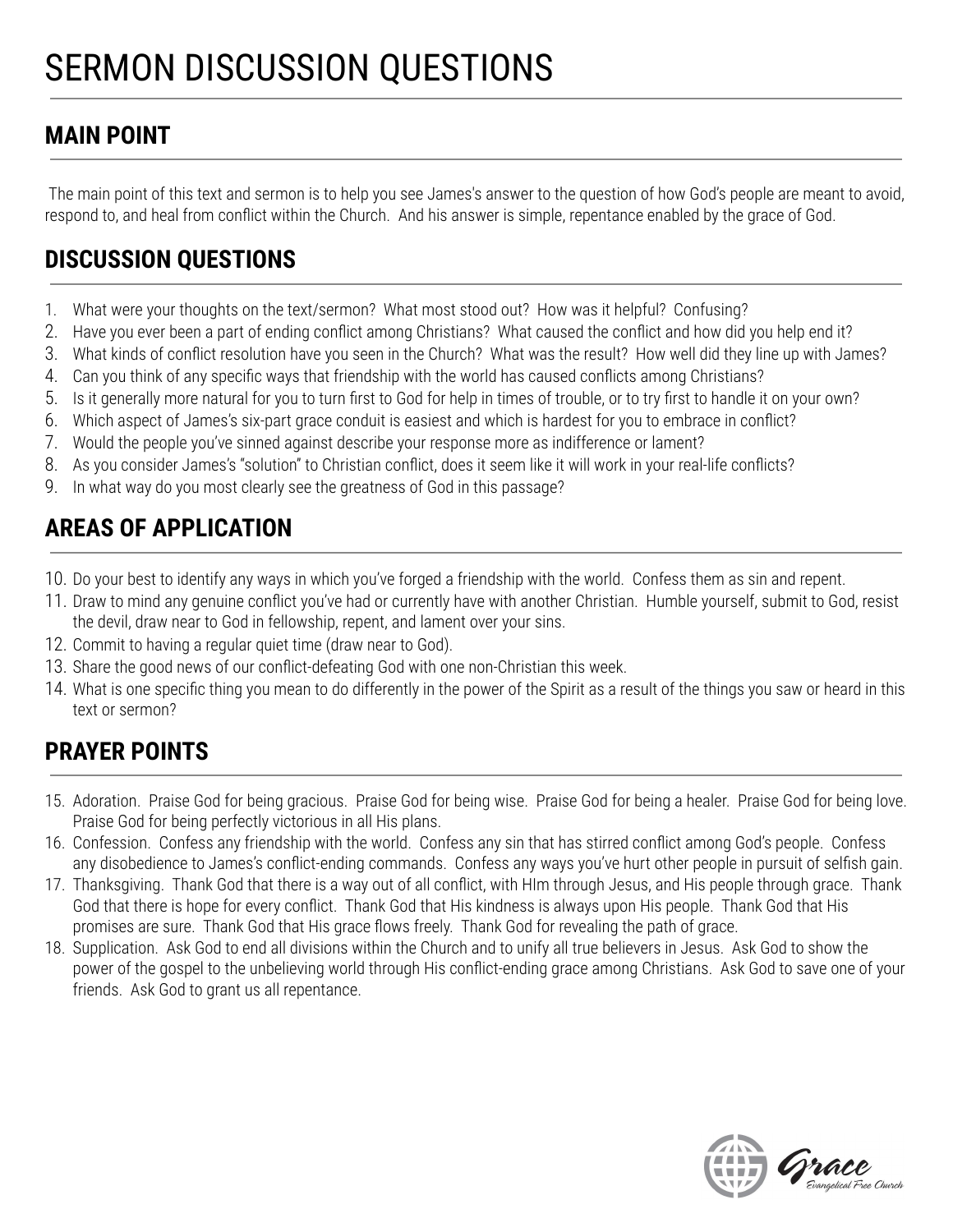# SERMON DISCUSSION QUESTIONS

## MAIN POINT

The main point of this text and sermon is to help you see James's answer to the question of how God's people are meant to avoid, respond to, and heal from conflict within the Church. And his answer is simple, repentance enabled by the grace of God.

## DISCUSSION QUESTIONS

1. What were your thoughts on the text/sermon? What most stood out? How was it helpful? Confusing?
2. Have you ever been a part of ending conflict among Christians? What caused the conflict and how did you help end it?
3. What kinds of conflict resolution have you seen in the Church? What was the result? How well did they line up with James?
4. Can you think of any specific ways that friendship with the world has caused conflicts among Christians?
5. Is it generally more natural for you to turn first to God for help in times of trouble, or to try first to handle it on your own?
6. Which aspect of James's six-part grace conduit is easiest and which is hardest for you to embrace in conflict?
7. Would the people you've sinned against describe your response more as indifference or lament?
8. As you consider James's "solution" to Christian conflict, does it seem like it will work in your real-life conflicts?
9. In what way do you most clearly see the greatness of God in this passage?

## AREAS OF APPLICATION

10. Do your best to identify any ways in which you've forged a friendship with the world. Confess them as sin and repent.
11. Draw to mind any genuine conflict you've had or currently have with another Christian. Humble yourself, submit to God, resist the devil, draw near to God in fellowship, repent, and lament over your sins.
12. Commit to having a regular quiet time (draw near to God).
13. Share the good news of our conflict-defeating God with one non-Christian this week.
14. What is one specific thing you mean to do differently in the power of the Spirit as a result of the things you saw or heard in this text or sermon?

## PRAYER POINTS

15. Adoration. Praise God for being gracious. Praise God for being wise. Praise God for being a healer. Praise God for being love. Praise God for being perfectly victorious in all His plans.
16. Confession. Confess any friendship with the world. Confess any sin that has stirred conflict among God's people. Confess any disobedience to James's conflict-ending commands. Confess any ways you've hurt other people in pursuit of selfish gain.
17. Thanksgiving. Thank God that there is a way out of all conflict, with HIm through Jesus, and His people through grace. Thank God that there is hope for every conflict. Thank God that His kindness is always upon His people. Thank God that His promises are sure. Thank God that His grace flows freely. Thank God for revealing the path of grace.
18. Supplication. Ask God to end all divisions within the Church and to unify all true believers in Jesus. Ask God to show the power of the gospel to the unbelieving world through His conflict-ending grace among Christians. Ask God to save one of your friends. Ask God to grant us all repentance.

Grace
Evangelical Free Church